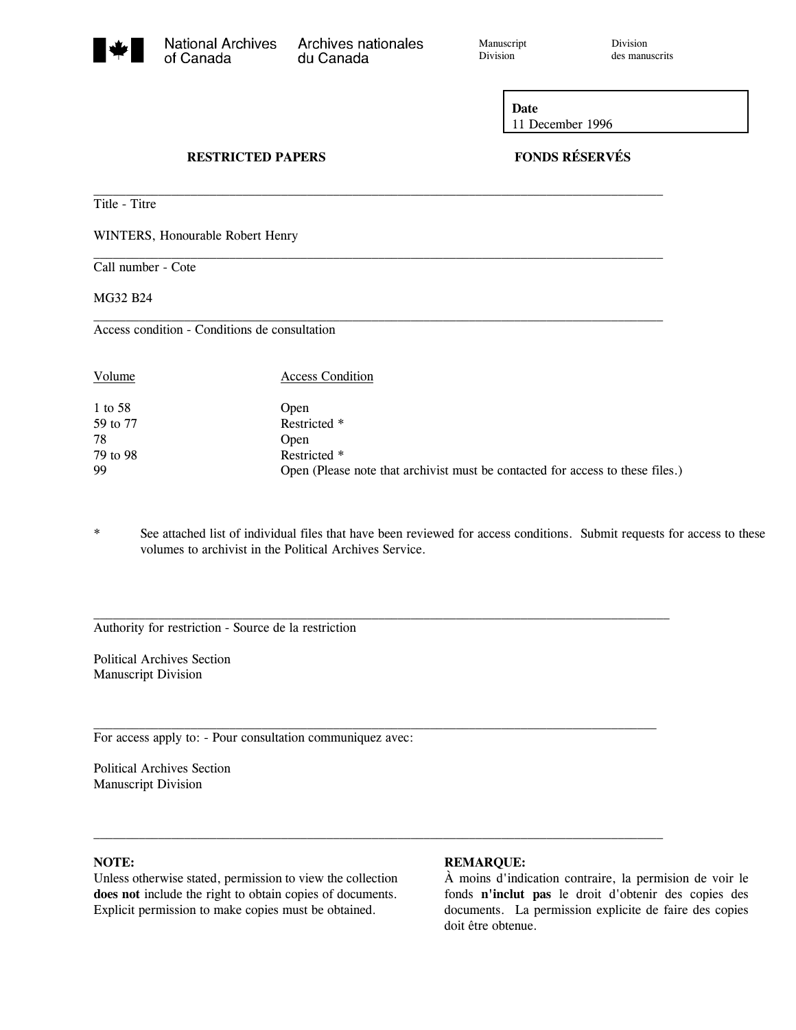National Archives of Canada | Archives nationales du Canada

Manuscript Division | Division des manuscrits

**Date**
11 December 1996

**RESTRICTED PAPERS** | **FONDS RÉSERVÉS**

---

Title - Titre

WINTERS, Honourable Robert Henry

---

Call number - Cote

MG32 B24

---

Access condition - Conditions de consultation

| Volume | Access Condition |
|---|---|
| 1 to 58 | Open |
| 59 to 77 | Restricted * |
| 78 | Open |
| 79 to 98 | Restricted * |
| 99 | Open (Please note that archivist must be contacted for access to these files.) |

\* See attached list of individual files that have been reviewed for access conditions. Submit requests for access to these volumes to archivist in the Political Archives Service.

---

Authority for restriction - Source de la restriction

Political Archives Section
Manuscript Division

---

For access apply to: - Pour consultation communiquez avec:

Political Archives Section
Manuscript Division

---

**NOTE:**
Unless otherwise stated, permission to view the collection **does not** include the right to obtain copies of documents. Explicit permission to make copies must be obtained.

**REMARQUE:**
À moins d'indication contraire, la permision de voir le fonds **n'inclut pas** le droit d'obtenir des copies des documents. La permission explicite de faire des copies doit être obtenue.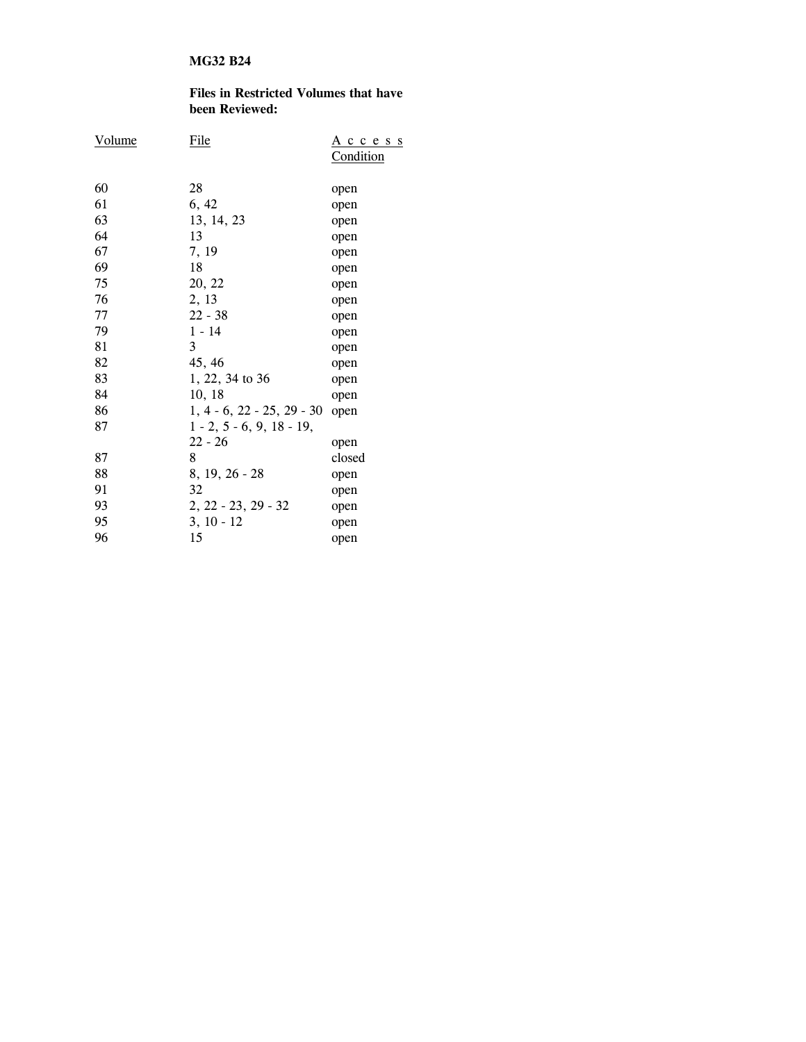**MG32 B24**

**Files in Restricted Volumes that have been Reviewed:**

| Volume | File | Access Condition |
|---|---|---|
| 60 | 28 | open |
| 61 | 6, 42 | open |
| 63 | 13, 14, 23 | open |
| 64 | 13 | open |
| 67 | 7, 19 | open |
| 69 | 18 | open |
| 75 | 20, 22 | open |
| 76 | 2, 13 | open |
| 77 | 22 - 38 | open |
| 79 | 1 - 14 | open |
| 81 | 3 | open |
| 82 | 45, 46 | open |
| 83 | 1, 22, 34 to 36 | open |
| 84 | 10, 18 | open |
| 86 | 1, 4 - 6, 22 - 25, 29 - 30 | open |
| 87 | 1 - 2, 5 - 6, 9, 18 - 19, 22 - 26 | open |
| 87 | 8 | closed |
| 88 | 8, 19, 26 - 28 | open |
| 91 | 32 | open |
| 93 | 2, 22 - 23, 29 - 32 | open |
| 95 | 3, 10 - 12 | open |
| 96 | 15 | open |